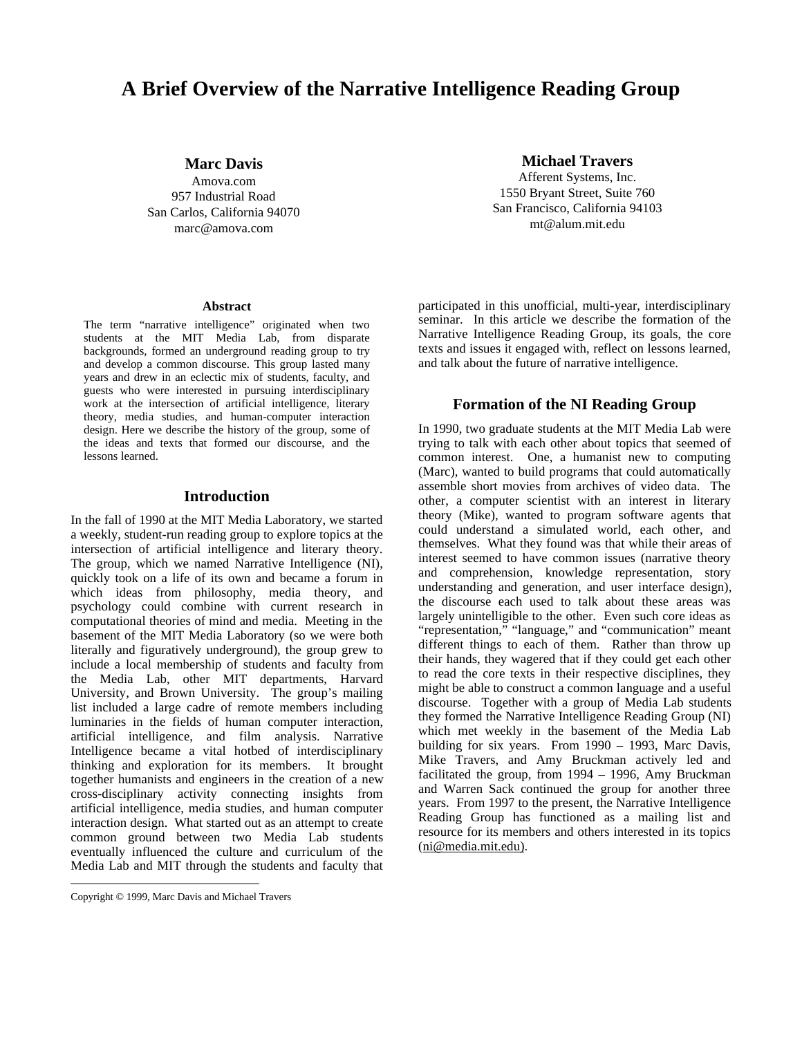# A Brief Overview of the Narrative Intelligence Reading Group

**Marc Davis**
Amova.com
957 Industrial Road
San Carlos, California 94070
marc@amova.com

**Michael Travers**
Afferent Systems, Inc.
1550 Bryant Street, Suite 760
San Francisco, California 94103
mt@alum.mit.edu

### Abstract

The term "narrative intelligence" originated when two students at the MIT Media Lab, from disparate backgrounds, formed an underground reading group to try and develop a common discourse. This group lasted many years and drew in an eclectic mix of students, faculty, and guests who were interested in pursuing interdisciplinary work at the intersection of artificial intelligence, literary theory, media studies, and human-computer interaction design. Here we describe the history of the group, some of the ideas and texts that formed our discourse, and the lessons learned.

## Introduction

In the fall of 1990 at the MIT Media Laboratory, we started a weekly, student-run reading group to explore topics at the intersection of artificial intelligence and literary theory. The group, which we named Narrative Intelligence (NI), quickly took on a life of its own and became a forum in which ideas from philosophy, media theory, and psychology could combine with current research in computational theories of mind and media. Meeting in the basement of the MIT Media Laboratory (so we were both literally and figuratively underground), the group grew to include a local membership of students and faculty from the Media Lab, other MIT departments, Harvard University, and Brown University. The group's mailing list included a large cadre of remote members including luminaries in the fields of human computer interaction, artificial intelligence, and film analysis. Narrative Intelligence became a vital hotbed of interdisciplinary thinking and exploration for its members. It brought together humanists and engineers in the creation of a new cross-disciplinary activity connecting insights from artificial intelligence, media studies, and human computer interaction design. What started out as an attempt to create common ground between two Media Lab students eventually influenced the culture and curriculum of the Media Lab and MIT through the students and faculty that participated in this unofficial, multi-year, interdisciplinary seminar. In this article we describe the formation of the Narrative Intelligence Reading Group, its goals, the core texts and issues it engaged with, reflect on lessons learned, and talk about the future of narrative intelligence.

## Formation of the NI Reading Group

In 1990, two graduate students at the MIT Media Lab were trying to talk with each other about topics that seemed of common interest. One, a humanist new to computing (Marc), wanted to build programs that could automatically assemble short movies from archives of video data. The other, a computer scientist with an interest in literary theory (Mike), wanted to program software agents that could understand a simulated world, each other, and themselves. What they found was that while their areas of interest seemed to have common issues (narrative theory and comprehension, knowledge representation, story understanding and generation, and user interface design), the discourse each used to talk about these areas was largely unintelligible to the other. Even such core ideas as "representation," "language," and "communication" meant different things to each of them. Rather than throw up their hands, they wagered that if they could get each other to read the core texts in their respective disciplines, they might be able to construct a common language and a useful discourse. Together with a group of Media Lab students they formed the Narrative Intelligence Reading Group (NI) which met weekly in the basement of the Media Lab building for six years. From 1990 – 1993, Marc Davis, Mike Travers, and Amy Bruckman actively led and facilitated the group, from 1994 – 1996, Amy Bruckman and Warren Sack continued the group for another three years. From 1997 to the present, the Narrative Intelligence Reading Group has functioned as a mailing list and resource for its members and others interested in its topics (ni@media.mit.edu).

Copyright © 1999, Marc Davis and Michael Travers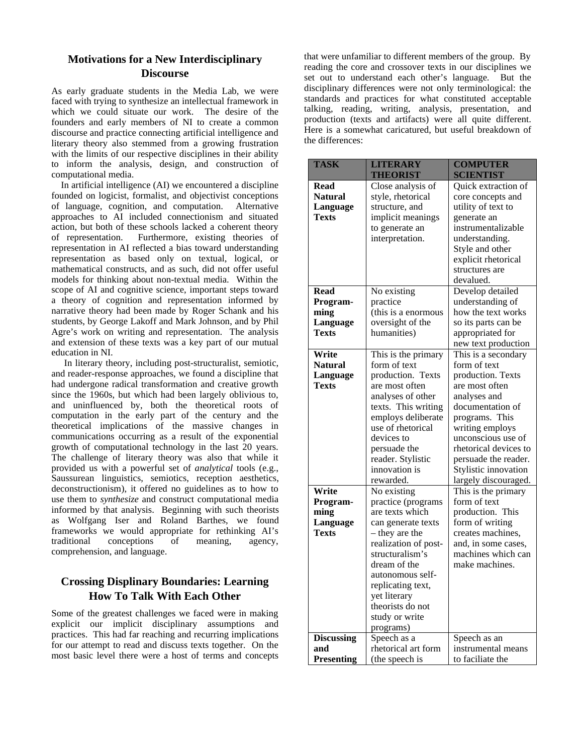## Motivations for a New Interdisciplinary Discourse

As early graduate students in the Media Lab, we were faced with trying to synthesize an intellectual framework in which we could situate our work. The desire of the founders and early members of NI to create a common discourse and practice connecting artificial intelligence and literary theory also stemmed from a growing frustration with the limits of our respective disciplines in their ability to inform the analysis, design, and construction of computational media.

In artificial intelligence (AI) we encountered a discipline founded on logicist, formalist, and objectivist conceptions of language, cognition, and computation. Alternative approaches to AI included connectionism and situated action, but both of these schools lacked a coherent theory of representation. Furthermore, existing theories of representation in AI reflected a bias toward understanding representation as based only on textual, logical, or mathematical constructs, and as such, did not offer useful models for thinking about non-textual media. Within the scope of AI and cognitive science, important steps toward a theory of cognition and representation informed by narrative theory had been made by Roger Schank and his students, by George Lakoff and Mark Johnson, and by Phil Agre's work on writing and representation. The analysis and extension of these texts was a key part of our mutual education in NI.

In literary theory, including post-structuralist, semiotic, and reader-response approaches, we found a discipline that had undergone radical transformation and creative growth since the 1960s, but which had been largely oblivious to, and uninfluenced by, both the theoretical roots of computation in the early part of the century and the theoretical implications of the massive changes in communications occurring as a result of the exponential growth of computational technology in the last 20 years. The challenge of literary theory was also that while it provided us with a powerful set of *analytical* tools (e.g., Saussurean linguistics, semiotics, reception aesthetics, deconstructionism), it offered no guidelines as to how to use them to *synthesize* and construct computational media informed by that analysis. Beginning with such theorists as Wolfgang Iser and Roland Barthes, we found frameworks we would appropriate for rethinking AI's traditional conceptions of meaning, agency, comprehension, and language.

## Crossing Displinary Boundaries: Learning How To Talk With Each Other

Some of the greatest challenges we faced were in making explicit our implicit disciplinary assumptions and practices. This had far reaching and recurring implications for our attempt to read and discuss texts together. On the most basic level there were a host of terms and concepts that were unfamiliar to different members of the group. By reading the core and crossover texts in our disciplines we set out to understand each other's language. But the disciplinary differences were not only terminological: the standards and practices for what constituted acceptable talking, reading, writing, analysis, presentation, and production (texts and artifacts) were all quite different. Here is a somewhat caricatured, but useful breakdown of the differences:

| TASK | LITERARY THEORIST | COMPUTER SCIENTIST |
|---|---|---|
| **Read Natural Language Texts** | Close analysis of style, rhetorical structure, and implicit meanings to generate an interpretation. | Quick extraction of core concepts and utility of text to generate an instrumentalizable understanding. Style and other explicit rhetorical structures are devalued. |
| **Read Programming Language Texts** | No existing practice (this is a enormous oversight of the humanities) | Develop detailed understanding of how the text works so its parts can be appropriated for new text production |
| **Write Natural Language Texts** | This is the primary form of text production. Texts are most often analyses of other texts. This writing employs deliberate use of rhetorical devices to persuade the reader. Stylistic innovation is rewarded. | This is a secondary form of text production. Texts are most often analyses and documentation of programs. This writing employs unconscious use of rhetorical devices to persuade the reader. Stylistic innovation largely discouraged. |
| **Write Programming Language Texts** | No existing practice (programs are texts which can generate texts – they are the realization of post-structuralism's dream of the autonomous self-replicating text, yet literary theorists do not study or write programs) | This is the primary form of text production. This form of writing creates machines, and, in some cases, machines which can make machines. |
| **Discussing and Presenting** | Speech as a rhetorical art form (the speech is | Speech as an instrumental means to faciliate the |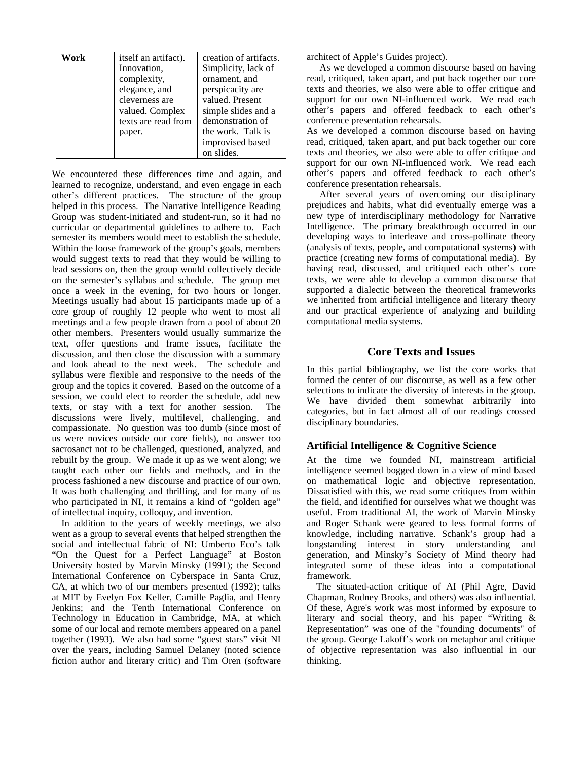| | | |
|---|---|---|
| **Work** | itself an artifact). Innovation, complexity, elegance, and cleverness are valued. Complex texts are read from paper. | creation of artifacts. Simplicity, lack of ornament, and perspicacity are valued. Present simple slides and a demonstration of the work. Talk is improvised based on slides. |

We encountered these differences time and again, and learned to recognize, understand, and even engage in each other's different practices. The structure of the group helped in this process. The Narrative Intelligence Reading Group was student-initiated and student-run, so it had no curricular or departmental guidelines to adhere to. Each semester its members would meet to establish the schedule. Within the loose framework of the group's goals, members would suggest texts to read that they would be willing to lead sessions on, then the group would collectively decide on the semester's syllabus and schedule. The group met once a week in the evening, for two hours or longer. Meetings usually had about 15 participants made up of a core group of roughly 12 people who went to most all meetings and a few people drawn from a pool of about 20 other members. Presenters would usually summarize the text, offer questions and frame issues, facilitate the discussion, and then close the discussion with a summary and look ahead to the next week. The schedule and syllabus were flexible and responsive to the needs of the group and the topics it covered. Based on the outcome of a session, we could elect to reorder the schedule, add new texts, or stay with a text for another session. The discussions were lively, multilevel, challenging, and compassionate. No question was too dumb (since most of us were novices outside our core fields), no answer too sacrosanct not to be challenged, questioned, analyzed, and rebuilt by the group. We made it up as we went along; we taught each other our fields and methods, and in the process fashioned a new discourse and practice of our own. It was both challenging and thrilling, and for many of us who participated in NI, it remains a kind of "golden age" of intellectual inquiry, colloquy, and invention.

In addition to the years of weekly meetings, we also went as a group to several events that helped strengthen the social and intellectual fabric of NI: Umberto Eco's talk "On the Quest for a Perfect Language" at Boston University hosted by Marvin Minsky (1991); the Second International Conference on Cyberspace in Santa Cruz, CA, at which two of our members presented (1992); talks at MIT by Evelyn Fox Keller, Camille Paglia, and Henry Jenkins; and the Tenth International Conference on Technology in Education in Cambridge, MA, at which some of our local and remote members appeared on a panel together (1993). We also had some "guest stars" visit NI over the years, including Samuel Delaney (noted science fiction author and literary critic) and Tim Oren (software architect of Apple's Guides project).

As we developed a common discourse based on having read, critiqued, taken apart, and put back together our core texts and theories, we also were able to offer critique and support for our own NI-influenced work. We read each other's papers and offered feedback to each other's conference presentation rehearsals.

As we developed a common discourse based on having read, critiqued, taken apart, and put back together our core texts and theories, we also were able to offer critique and support for our own NI-influenced work. We read each other's papers and offered feedback to each other's conference presentation rehearsals.

After several years of overcoming our disciplinary prejudices and habits, what did eventually emerge was a new type of interdisciplinary methodology for Narrative Intelligence. The primary breakthrough occurred in our developing ways to interleave and cross-pollinate theory (analysis of texts, people, and computational systems) with practice (creating new forms of computational media). By having read, discussed, and critiqued each other's core texts, we were able to develop a common discourse that supported a dialectic between the theoretical frameworks we inherited from artificial intelligence and literary theory and our practical experience of analyzing and building computational media systems.

## Core Texts and Issues

In this partial bibliography, we list the core works that formed the center of our discourse, as well as a few other selections to indicate the diversity of interests in the group. We have divided them somewhat arbitrarily into categories, but in fact almost all of our readings crossed disciplinary boundaries.

### Artificial Intelligence & Cognitive Science

At the time we founded NI, mainstream artificial intelligence seemed bogged down in a view of mind based on mathematical logic and objective representation. Dissatisfied with this, we read some critiques from within the field, and identified for ourselves what we thought was useful. From traditional AI, the work of Marvin Minsky and Roger Schank were geared to less formal forms of knowledge, including narrative. Schank's group had a longstanding interest in story understanding and generation, and Minsky's Society of Mind theory had integrated some of these ideas into a computational framework.

The situated-action critique of AI (Phil Agre, David Chapman, Rodney Brooks, and others) was also influential. Of these, Agre's work was most informed by exposure to literary and social theory, and his paper "Writing & Representation" was one of the "founding documents" of the group. George Lakoff's work on metaphor and critique of objective representation was also influential in our thinking.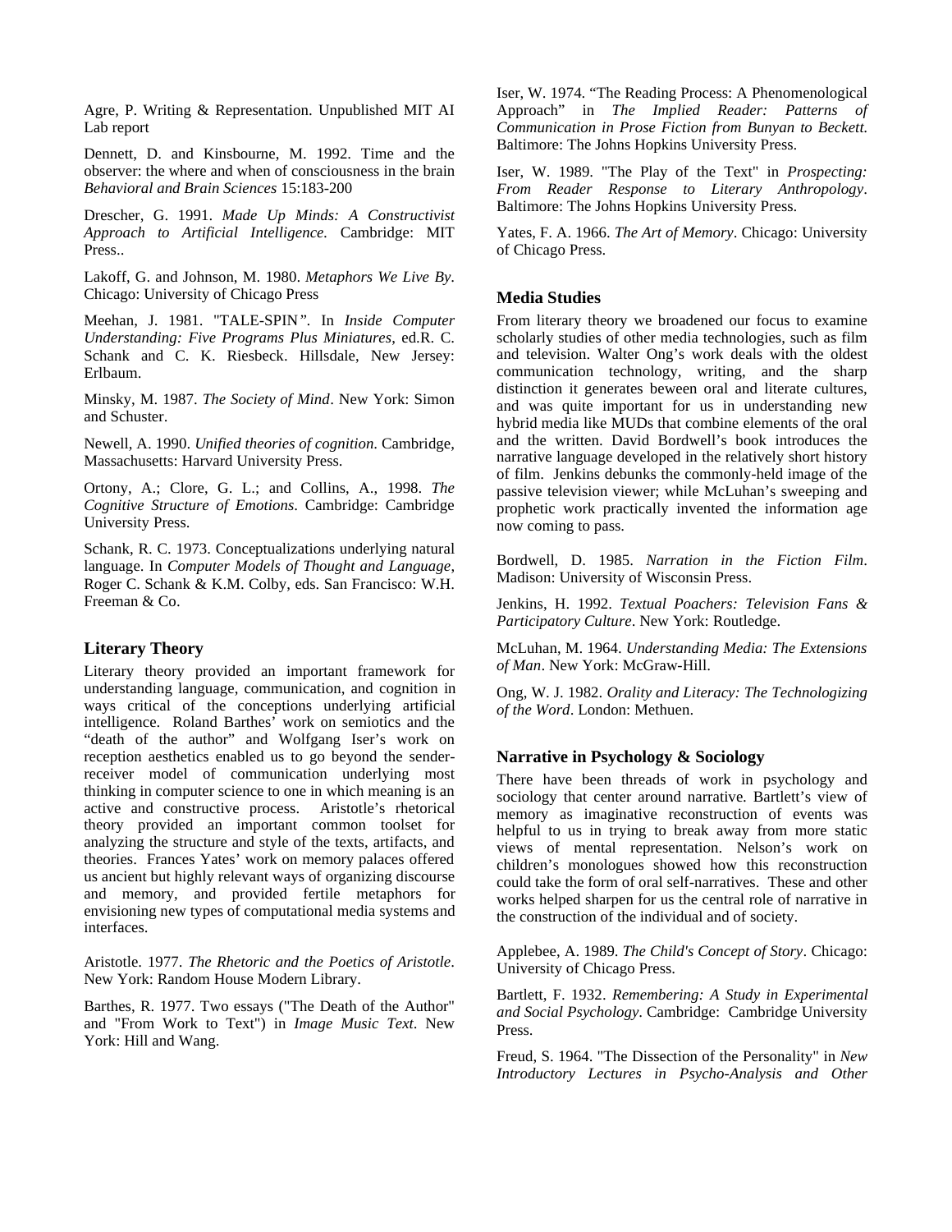Agre, P. Writing & Representation. Unpublished MIT AI Lab report

Dennett, D. and Kinsbourne, M. 1992. Time and the observer: the where and when of consciousness in the brain *Behavioral and Brain Sciences* 15:183-200

Drescher, G. 1991. *Made Up Minds: A Constructivist Approach to Artificial Intelligence.* Cambridge: MIT Press..

Lakoff, G. and Johnson, M. 1980. *Metaphors We Live By*. Chicago: University of Chicago Press

Meehan, J. 1981. "TALE-SPIN". In *Inside Computer Understanding: Five Programs Plus Miniatures*, ed.R. C. Schank and C. K. Riesbeck. Hillsdale, New Jersey: Erlbaum.

Minsky, M. 1987. *The Society of Mind*. New York: Simon and Schuster.

Newell, A. 1990. *Unified theories of cognition*. Cambridge, Massachusetts: Harvard University Press.

Ortony, A.; Clore, G. L.; and Collins, A., 1998. *The Cognitive Structure of Emotions*. Cambridge: Cambridge University Press.

Schank, R. C. 1973. Conceptualizations underlying natural language. In *Computer Models of Thought and Language*, Roger C. Schank & K.M. Colby, eds. San Francisco: W.H. Freeman & Co.

### Literary Theory

Literary theory provided an important framework for understanding language, communication, and cognition in ways critical of the conceptions underlying artificial intelligence. Roland Barthes' work on semiotics and the "death of the author" and Wolfgang Iser's work on reception aesthetics enabled us to go beyond the sender-receiver model of communication underlying most thinking in computer science to one in which meaning is an active and constructive process. Aristotle's rhetorical theory provided an important common toolset for analyzing the structure and style of the texts, artifacts, and theories. Frances Yates' work on memory palaces offered us ancient but highly relevant ways of organizing discourse and memory, and provided fertile metaphors for envisioning new types of computational media systems and interfaces.

Aristotle. 1977. *The Rhetoric and the Poetics of Aristotle*. New York: Random House Modern Library.

Barthes, R. 1977. Two essays ("The Death of the Author" and "From Work to Text") in *Image Music Text*. New York: Hill and Wang.

Iser, W. 1974. "The Reading Process: A Phenomenological Approach" in *The Implied Reader: Patterns of Communication in Prose Fiction from Bunyan to Beckett.* Baltimore: The Johns Hopkins University Press.

Iser, W. 1989. "The Play of the Text" in *Prospecting: From Reader Response to Literary Anthropology*. Baltimore: The Johns Hopkins University Press.

Yates, F. A. 1966. *The Art of Memory*. Chicago: University of Chicago Press.

### Media Studies

From literary theory we broadened our focus to examine scholarly studies of other media technologies, such as film and television. Walter Ong's work deals with the oldest communication technology, writing, and the sharp distinction it generates beween oral and literate cultures, and was quite important for us in understanding new hybrid media like MUDs that combine elements of the oral and the written. David Bordwell's book introduces the narrative language developed in the relatively short history of film. Jenkins debunks the commonly-held image of the passive television viewer; while McLuhan's sweeping and prophetic work practically invented the information age now coming to pass.

Bordwell, D. 1985. *Narration in the Fiction Film*. Madison: University of Wisconsin Press.

Jenkins, H. 1992. *Textual Poachers: Television Fans & Participatory Culture*. New York: Routledge.

McLuhan, M. 1964. *Understanding Media: The Extensions of Man*. New York: McGraw-Hill.

Ong, W. J. 1982. *Orality and Literacy: The Technologizing of the Word*. London: Methuen.

### Narrative in Psychology & Sociology

There have been threads of work in psychology and sociology that center around narrative. Bartlett's view of memory as imaginative reconstruction of events was helpful to us in trying to break away from more static views of mental representation. Nelson's work on children's monologues showed how this reconstruction could take the form of oral self-narratives. These and other works helped sharpen for us the central role of narrative in the construction of the individual and of society.

Applebee, A. 1989. *The Child's Concept of Story*. Chicago: University of Chicago Press.

Bartlett, F. 1932. *Remembering: A Study in Experimental and Social Psychology*. Cambridge: Cambridge University Press.

Freud, S. 1964. "The Dissection of the Personality" in *New Introductory Lectures in Psycho-Analysis and Other*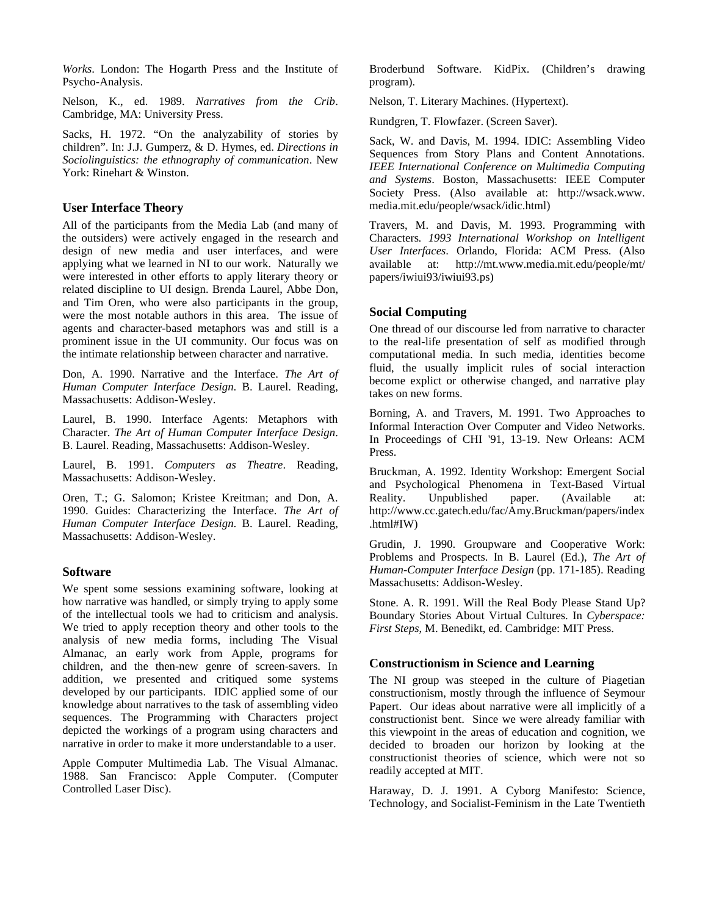*Works*. London: The Hogarth Press and the Institute of Psycho-Analysis.

Nelson, K., ed. 1989. *Narratives from the Crib*. Cambridge, MA: University Press.

Sacks, H. 1972. "On the analyzability of stories by children". In: J.J. Gumperz, & D. Hymes, ed. *Directions in Sociolinguistics: the ethnography of communication*. New York: Rinehart & Winston.

### User Interface Theory

All of the participants from the Media Lab (and many of the outsiders) were actively engaged in the research and design of new media and user interfaces, and were applying what we learned in NI to our work. Naturally we were interested in other efforts to apply literary theory or related discipline to UI design. Brenda Laurel, Abbe Don, and Tim Oren, who were also participants in the group, were the most notable authors in this area. The issue of agents and character-based metaphors was and still is a prominent issue in the UI community. Our focus was on the intimate relationship between character and narrative.

Don, A. 1990. Narrative and the Interface. *The Art of Human Computer Interface Design*. B. Laurel. Reading, Massachusetts: Addison-Wesley.

Laurel, B. 1990. Interface Agents: Metaphors with Character. *The Art of Human Computer Interface Design*. B. Laurel. Reading, Massachusetts: Addison-Wesley.

Laurel, B. 1991. *Computers as Theatre*. Reading, Massachusetts: Addison-Wesley.

Oren, T.; G. Salomon; Kristee Kreitman; and Don, A. 1990. Guides: Characterizing the Interface. *The Art of Human Computer Interface Design*. B. Laurel. Reading, Massachusetts: Addison-Wesley.

### Software

We spent some sessions examining software, looking at how narrative was handled, or simply trying to apply some of the intellectual tools we had to criticism and analysis. We tried to apply reception theory and other tools to the analysis of new media forms, including The Visual Almanac, an early work from Apple, programs for children, and the then-new genre of screen-savers. In addition, we presented and critiqued some systems developed by our participants. IDIC applied some of our knowledge about narratives to the task of assembling video sequences. The Programming with Characters project depicted the workings of a program using characters and narrative in order to make it more understandable to a user.

Apple Computer Multimedia Lab. The Visual Almanac. 1988. San Francisco: Apple Computer. (Computer Controlled Laser Disc).

Broderbund Software. KidPix. (Children's drawing program).

Nelson, T. Literary Machines. (Hypertext).

Rundgren, T. Flowfazer. (Screen Saver).

Sack, W. and Davis, M. 1994. IDIC: Assembling Video Sequences from Story Plans and Content Annotations. *IEEE International Conference on Multimedia Computing and Systems*. Boston, Massachusetts: IEEE Computer Society Press. (Also available at: http://wsack.www.media.mit.edu/people/wsack/idic.html)

Travers, M. and Davis, M. 1993. Programming with Characters. *1993 International Workshop on Intelligent User Interfaces*. Orlando, Florida: ACM Press. (Also available at: http://mt.www.media.mit.edu/people/mt/papers/iwiui93/iwiui93.ps)

### Social Computing

One thread of our discourse led from narrative to character to the real-life presentation of self as modified through computational media. In such media, identities become fluid, the usually implicit rules of social interaction become explict or otherwise changed, and narrative play takes on new forms.

Borning, A. and Travers, M. 1991. Two Approaches to Informal Interaction Over Computer and Video Networks. In Proceedings of CHI '91, 13-19. New Orleans: ACM Press.

Bruckman, A. 1992. Identity Workshop: Emergent Social and Psychological Phenomena in Text-Based Virtual Reality. Unpublished paper. (Available at: http://www.cc.gatech.edu/fac/Amy.Bruckman/papers/index.html#IW)

Grudin, J. 1990. Groupware and Cooperative Work: Problems and Prospects. In B. Laurel (Ed.), *The Art of Human-Computer Interface Design* (pp. 171-185). Reading Massachusetts: Addison-Wesley.

Stone. A. R. 1991. Will the Real Body Please Stand Up? Boundary Stories About Virtual Cultures. In *Cyberspace: First Steps*, M. Benedikt, ed. Cambridge: MIT Press.

### Constructionism in Science and Learning

The NI group was steeped in the culture of Piagetian constructionism, mostly through the influence of Seymour Papert. Our ideas about narrative were all implicitly of a constructionist bent. Since we were already familiar with this viewpoint in the areas of education and cognition, we decided to broaden our horizon by looking at the constructionist theories of science, which were not so readily accepted at MIT.

Haraway, D. J. 1991. A Cyborg Manifesto: Science, Technology, and Socialist-Feminism in the Late Twentieth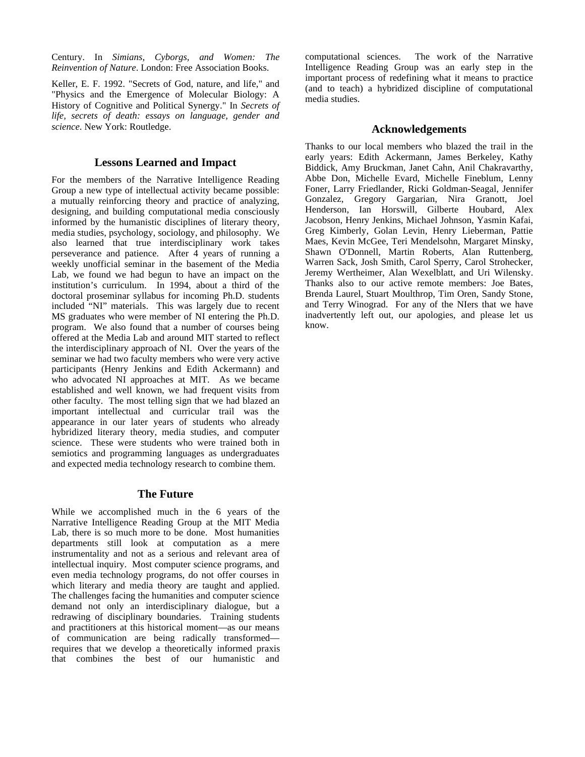Century. In *Simians, Cyborgs, and Women: The Reinvention of Nature*. London: Free Association Books.

Keller, E. F. 1992. "Secrets of God, nature, and life," and "Physics and the Emergence of Molecular Biology: A History of Cognitive and Political Synergy." In *Secrets of life, secrets of death: essays on language, gender and science*. New York: Routledge.

## Lessons Learned and Impact

For the members of the Narrative Intelligence Reading Group a new type of intellectual activity became possible: a mutually reinforcing theory and practice of analyzing, designing, and building computational media consciously informed by the humanistic disciplines of literary theory, media studies, psychology, sociology, and philosophy. We also learned that true interdisciplinary work takes perseverance and patience. After 4 years of running a weekly unofficial seminar in the basement of the Media Lab, we found we had begun to have an impact on the institution's curriculum. In 1994, about a third of the doctoral proseminar syllabus for incoming Ph.D. students included "NI" materials. This was largely due to recent MS graduates who were member of NI entering the Ph.D. program. We also found that a number of courses being offered at the Media Lab and around MIT started to reflect the interdisciplinary approach of NI. Over the years of the seminar we had two faculty members who were very active participants (Henry Jenkins and Edith Ackermann) and who advocated NI approaches at MIT. As we became established and well known, we had frequent visits from other faculty. The most telling sign that we had blazed an important intellectual and curricular trail was the appearance in our later years of students who already hybridized literary theory, media studies, and computer science. These were students who were trained both in semiotics and programming languages as undergraduates and expected media technology research to combine them.

## The Future

While we accomplished much in the 6 years of the Narrative Intelligence Reading Group at the MIT Media Lab, there is so much more to be done. Most humanities departments still look at computation as a mere instrumentality and not as a serious and relevant area of intellectual inquiry. Most computer science programs, and even media technology programs, do not offer courses in which literary and media theory are taught and applied. The challenges facing the humanities and computer science demand not only an interdisciplinary dialogue, but a redrawing of disciplinary boundaries. Training students and practitioners at this historical moment—as our means of communication are being radically transformed—requires that we develop a theoretically informed praxis that combines the best of our humanistic and computational sciences. The work of the Narrative Intelligence Reading Group was an early step in the important process of redefining what it means to practice (and to teach) a hybridized discipline of computational media studies.

## Acknowledgements

Thanks to our local members who blazed the trail in the early years: Edith Ackermann, James Berkeley, Kathy Biddick, Amy Bruckman, Janet Cahn, Anil Chakravarthy, Abbe Don, Michelle Evard, Michelle Fineblum, Lenny Foner, Larry Friedlander, Ricki Goldman-Seagal, Jennifer Gonzalez, Gregory Gargarian, Nira Granott, Joel Henderson, Ian Horswill, Gilberte Houbard, Alex Jacobson, Henry Jenkins, Michael Johnson, Yasmin Kafai, Greg Kimberly, Golan Levin, Henry Lieberman, Pattie Maes, Kevin McGee, Teri Mendelsohn, Margaret Minsky, Shawn O'Donnell, Martin Roberts, Alan Ruttenberg, Warren Sack, Josh Smith, Carol Sperry, Carol Strohecker, Jeremy Wertheimer, Alan Wexelblatt, and Uri Wilensky. Thanks also to our active remote members: Joe Bates, Brenda Laurel, Stuart Moulthrop, Tim Oren, Sandy Stone, and Terry Winograd. For any of the NIers that we have inadvertently left out, our apologies, and please let us know.